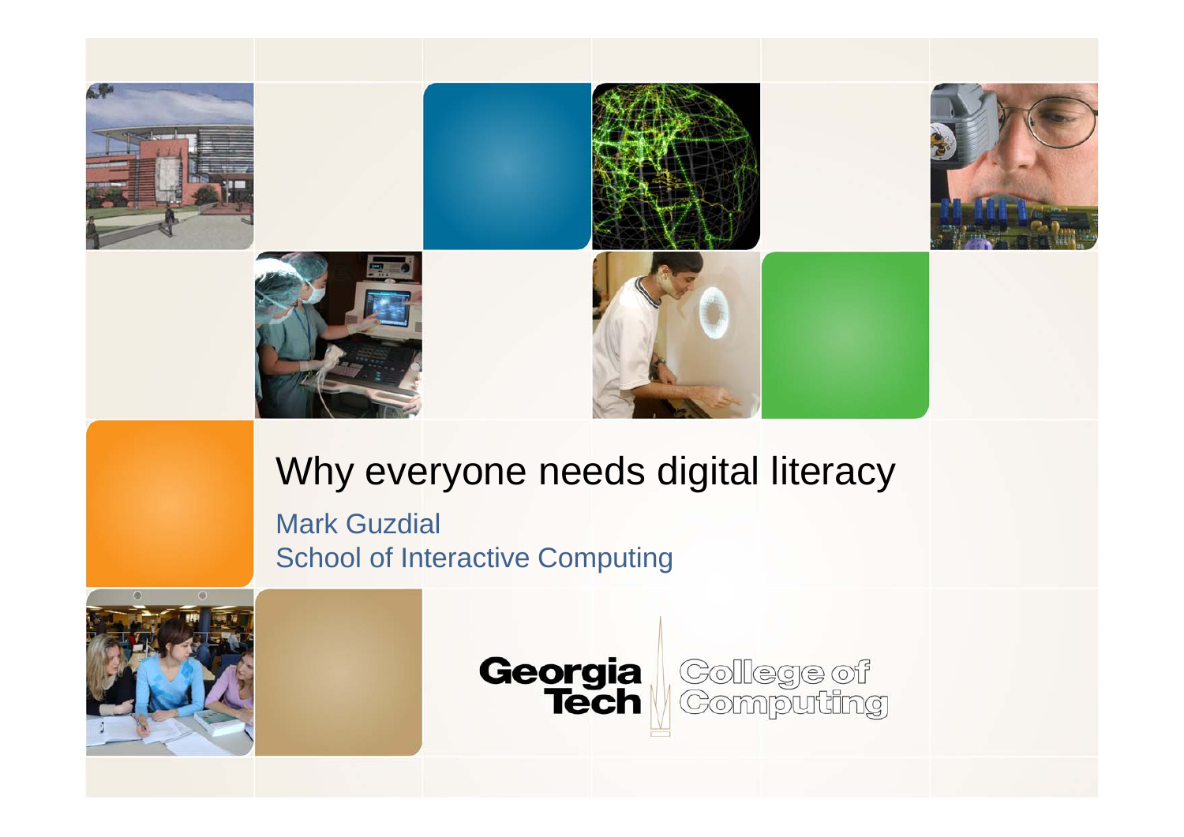# Why everyone needs digital literacy

Mark Guzdial
School of Interactive Computing

Georgia Tech College of Computing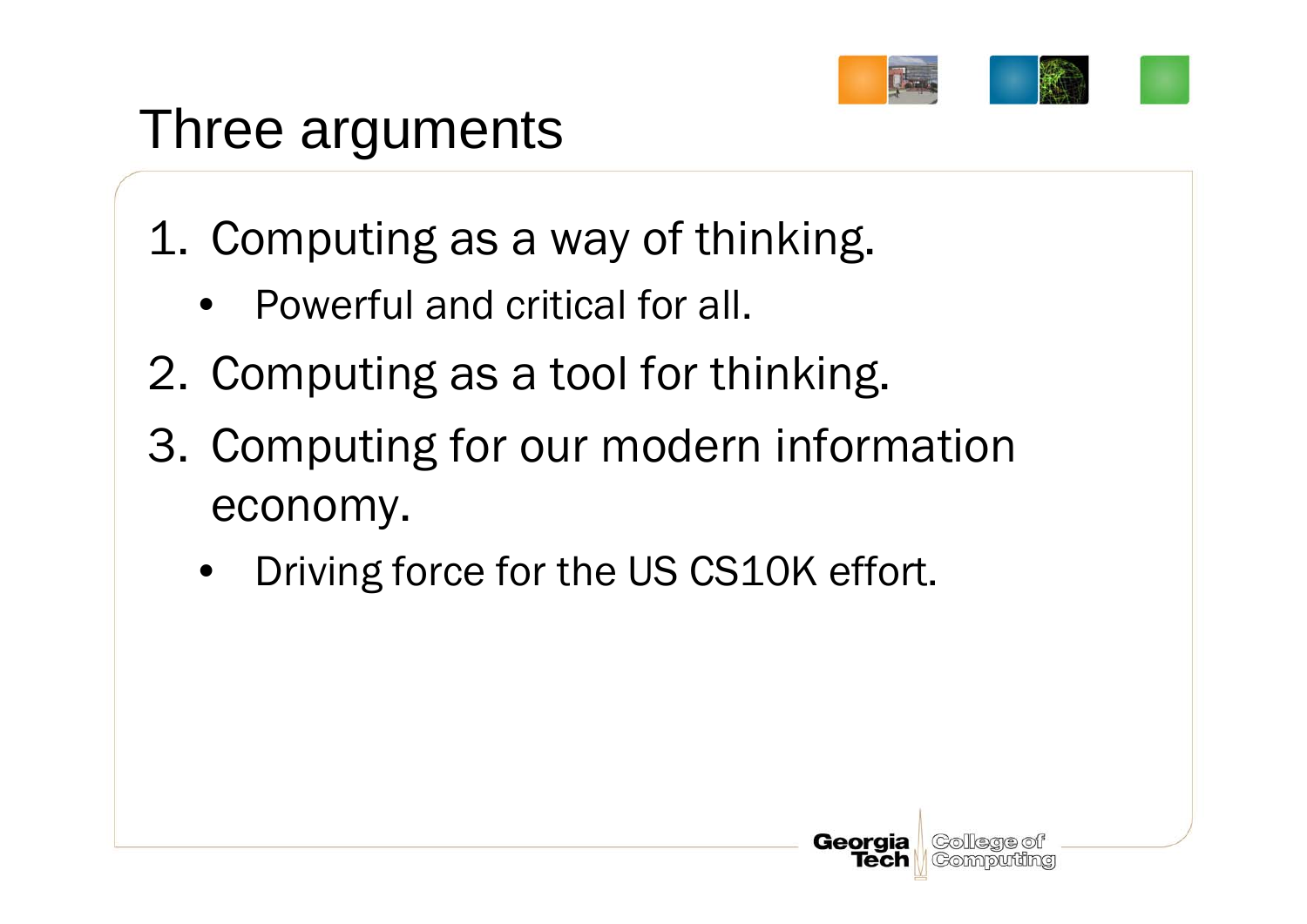# Three arguments

1. Computing as a way of thinking.
   - Powerful and critical for all.
2. Computing as a tool for thinking.
3. Computing for our modern information economy.
   - Driving force for the US CS10K effort.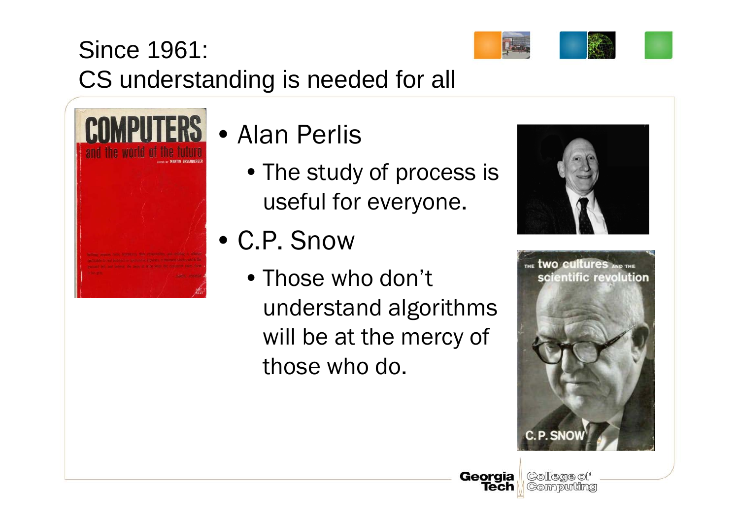# Since 1961:
# CS understanding is needed for all

- Alan Perlis
  - The study of process is useful for everyone.
- C.P. Snow
  - Those who don't understand algorithms will be at the mercy of those who do.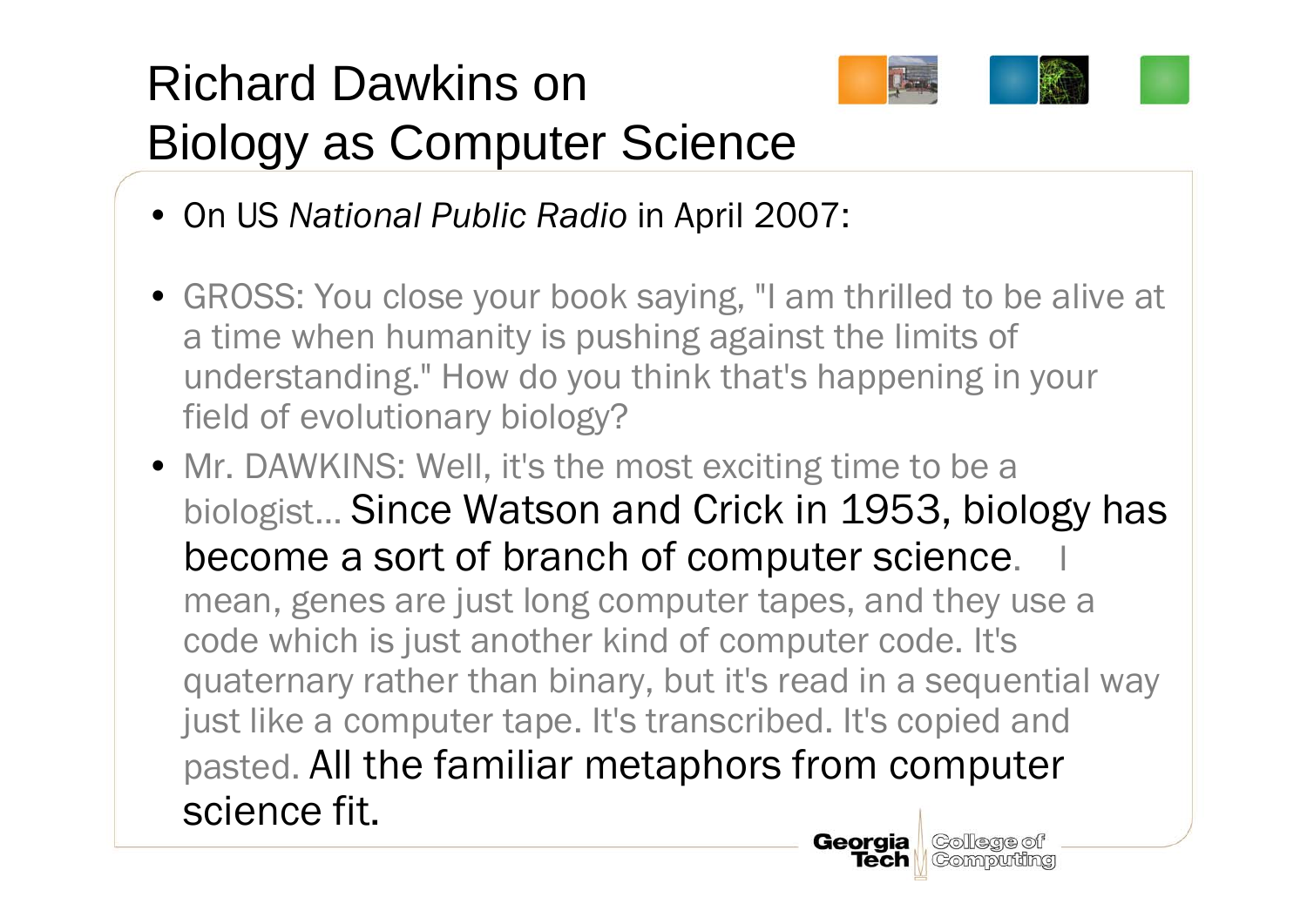# Richard Dawkins on Biology as Computer Science

- On US *National Public Radio* in April 2007:

- GROSS: You close your book saying, "I am thrilled to be alive at a time when humanity is pushing against the limits of understanding." How do you think that's happening in your field of evolutionary biology?

- Mr. DAWKINS: Well, it's the most exciting time to be a biologist… **Since Watson and Crick in 1953, biology has become a sort of branch of computer science.** I mean, genes are just long computer tapes, and they use a code which is just another kind of computer code. It's quaternary rather than binary, but it's read in a sequential way just like a computer tape. It's transcribed. It's copied and pasted. **All the familiar metaphors from computer science fit.**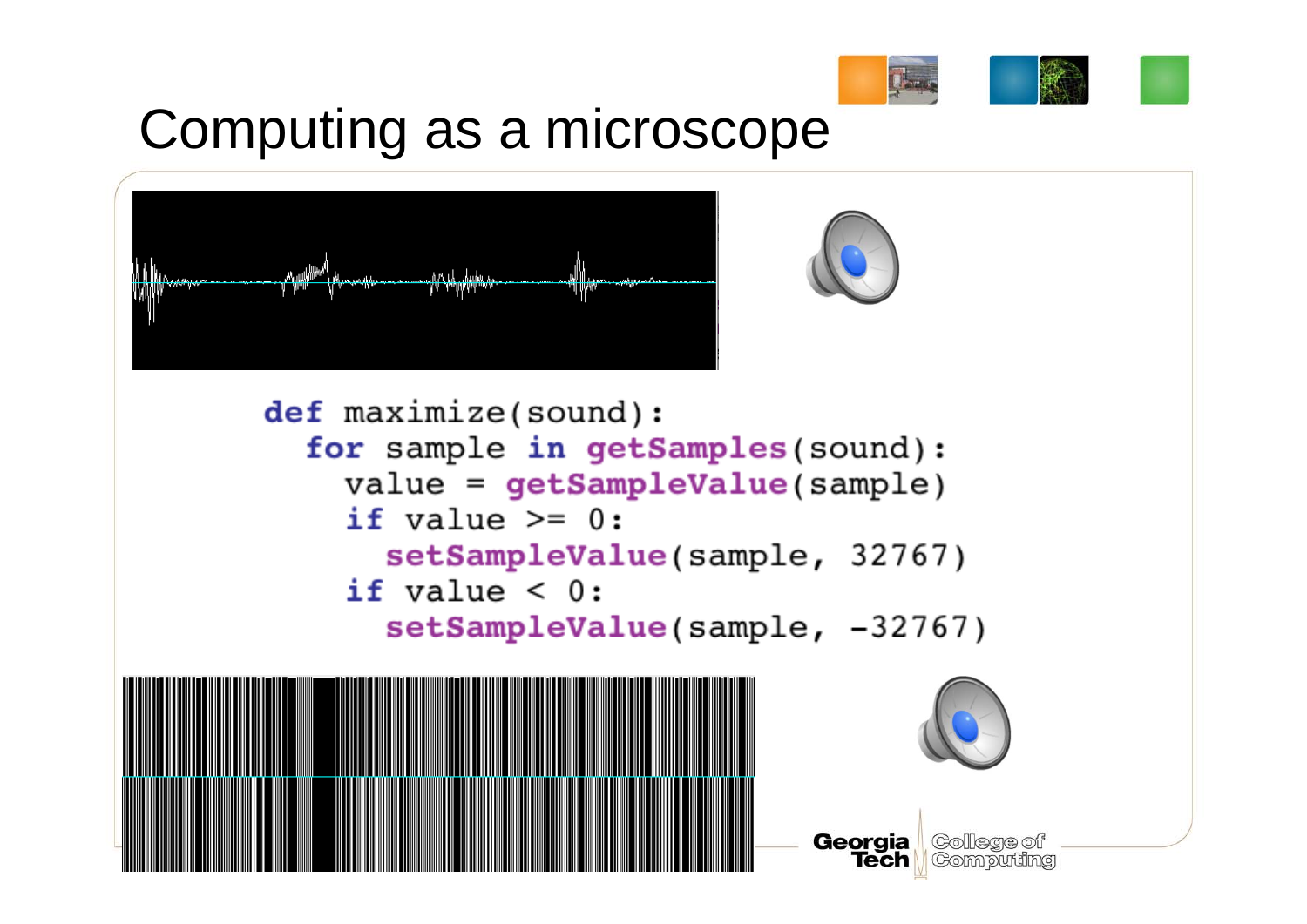# Computing as a microscope

```
def maximize(sound):
  for sample in getSamples(sound):
    value = getSampleValue(sample)
    if value >= 0:
      setSampleValue(sample, 32767)
    if value < 0:
      setSampleValue(sample, -32767)
```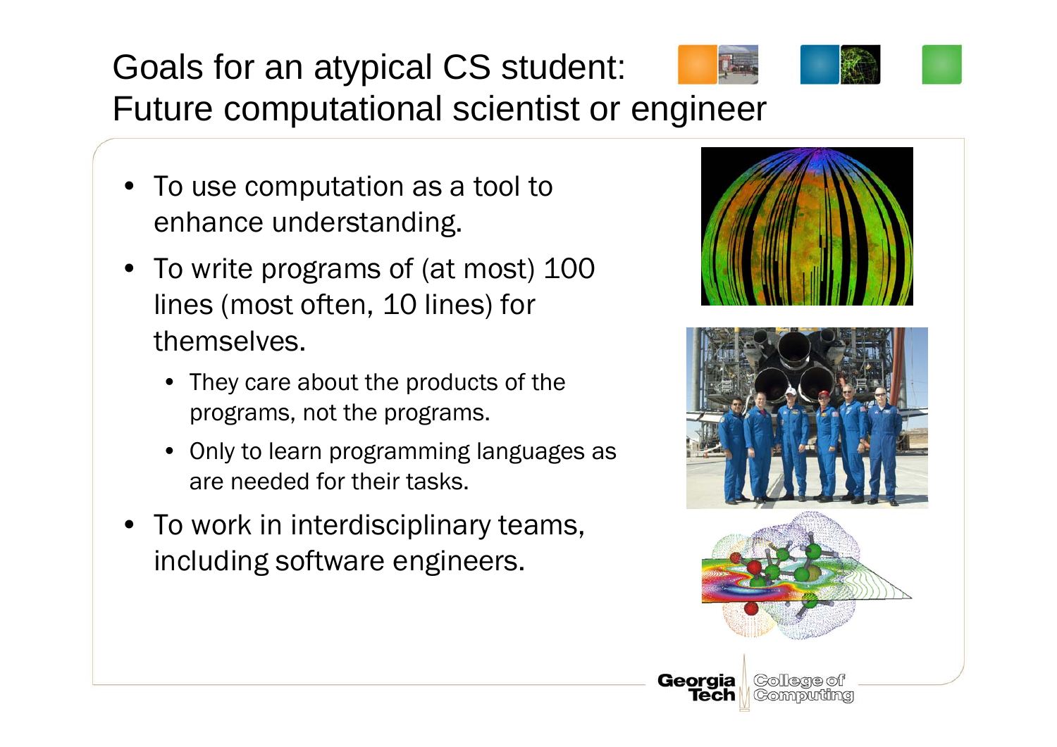# Goals for an atypical CS student: Future computational scientist or engineer

- To use computation as a tool to enhance understanding.
- To write programs of (at most) 100 lines (most often, 10 lines) for themselves.
  - They care about the products of the programs, not the programs.
  - Only to learn programming languages as are needed for their tasks.
- To work in interdisciplinary teams, including software engineers.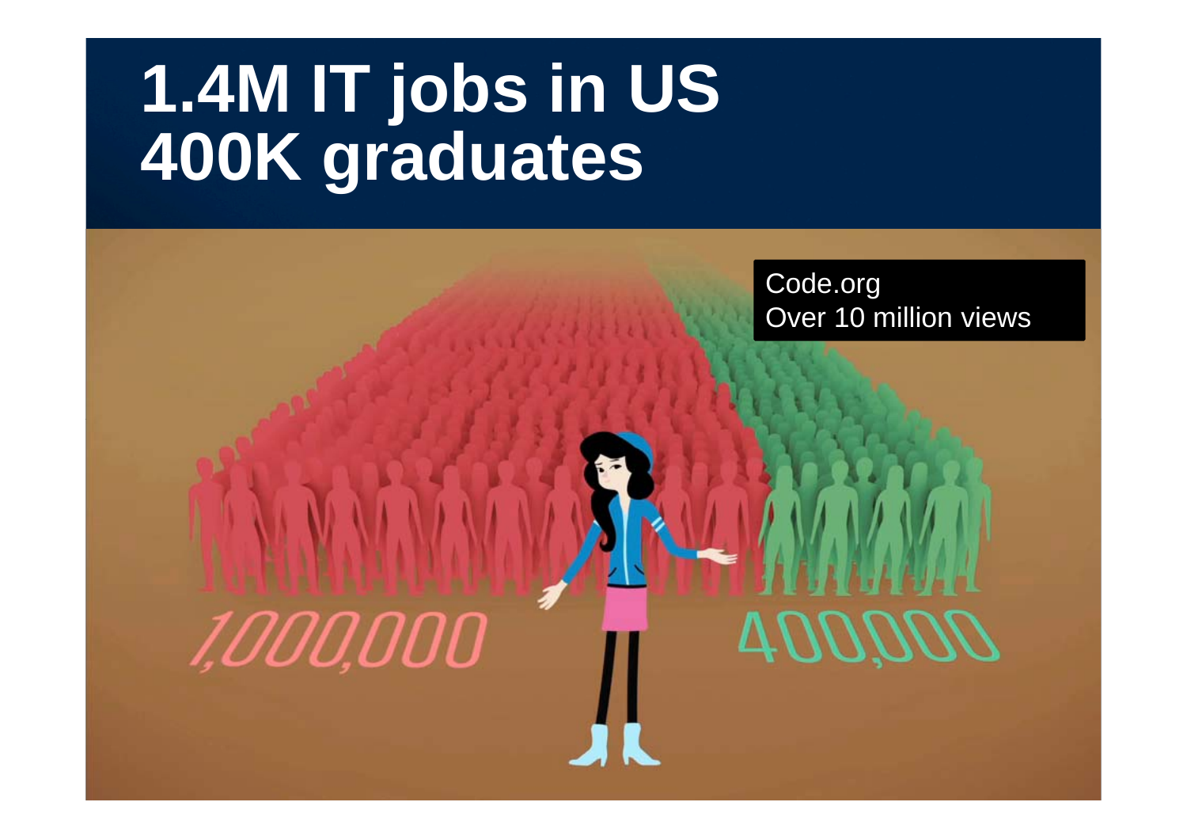# 1.4M IT jobs in US
# 400K graduates

Code.org
Over 10 million views

1,000,000

400,000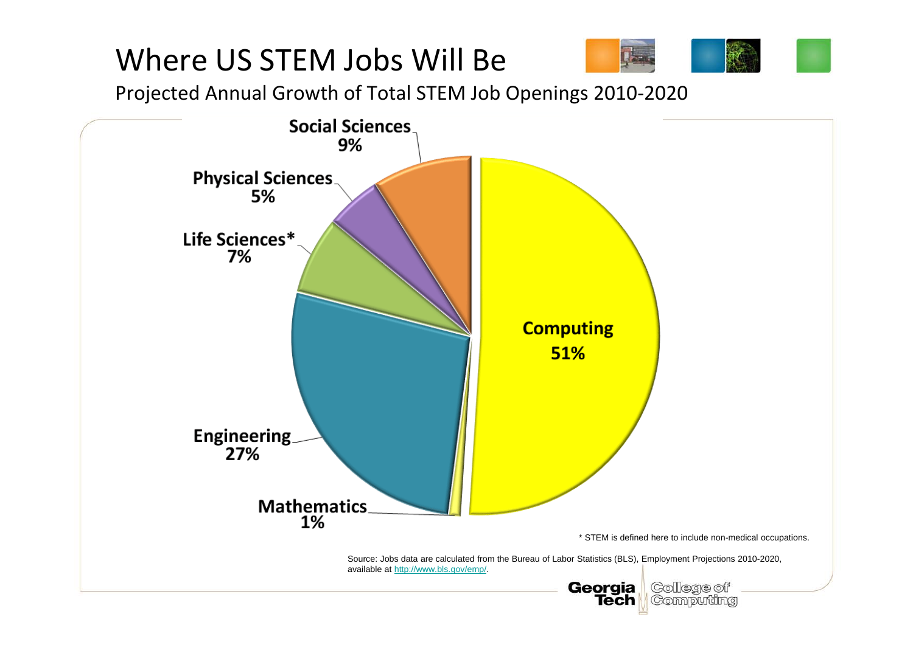# Where US STEM Jobs Will Be

Projected Annual Growth of Total STEM Job Openings 2010-2020

| Field | Share |
| --- | --- |
| Computing | 51% |
| Engineering | 27% |
| Social Sciences | 9% |
| Life Sciences* | 7% |
| Physical Sciences | 5% |
| Mathematics | 1% |

* STEM is defined here to include non-medical occupations.

Source: Jobs data are calculated from the Bureau of Labor Statistics (BLS), Employment Projections 2010-2020, available at http://www.bls.gov/emp/.

Georgia Tech College of Computing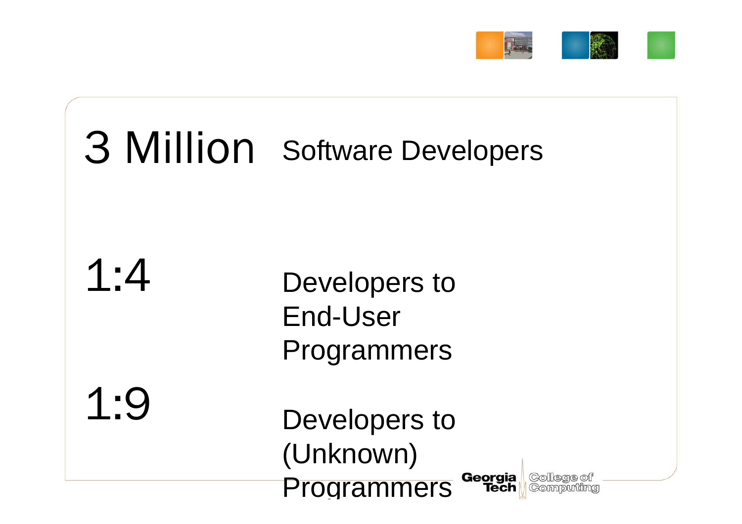3 Million Software Developers

1:4 Developers to End-User Programmers

1:9 Developers to (Unknown) Programmers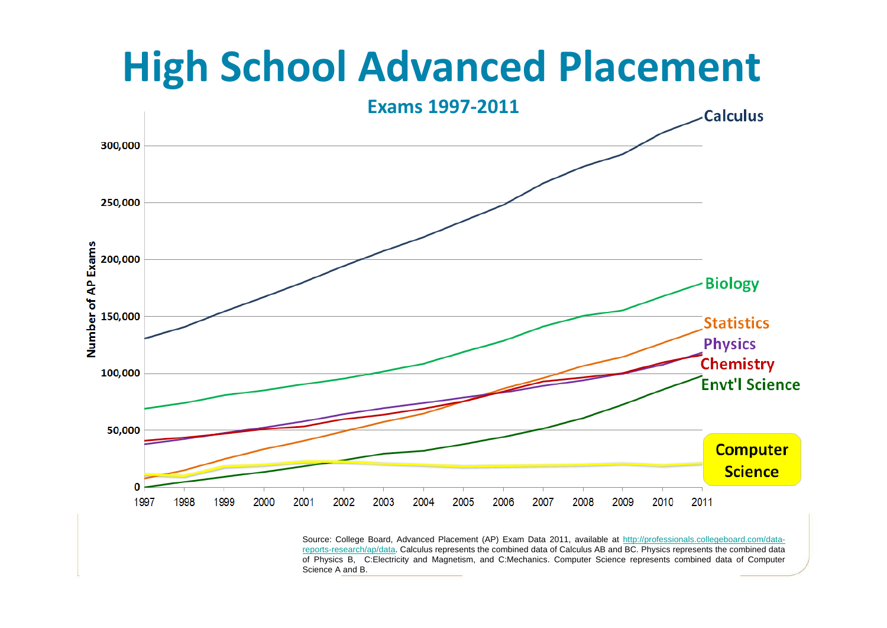# High School Advanced Placement

## Exams 1997-2011

Number of AP Exams

300,000
250,000
200,000
150,000
100,000
50,000
0

1997 1998 1999 2000 2001 2002 2003 2004 2005 2006 2007 2008 2009 2010 2011

Calculus

Biology

Statistics

Physics

Chemistry

Envt'l Science

Computer Science

Source: College Board, Advanced Placement (AP) Exam Data 2011, available at http://professionals.collegeboard.com/data-reports-research/ap/data. Calculus represents the combined data of Calculus AB and BC. Physics represents the combined data of Physics B, C:Electricity and Magnetism, and C:Mechanics. Computer Science represents combined data of Computer Science A and B.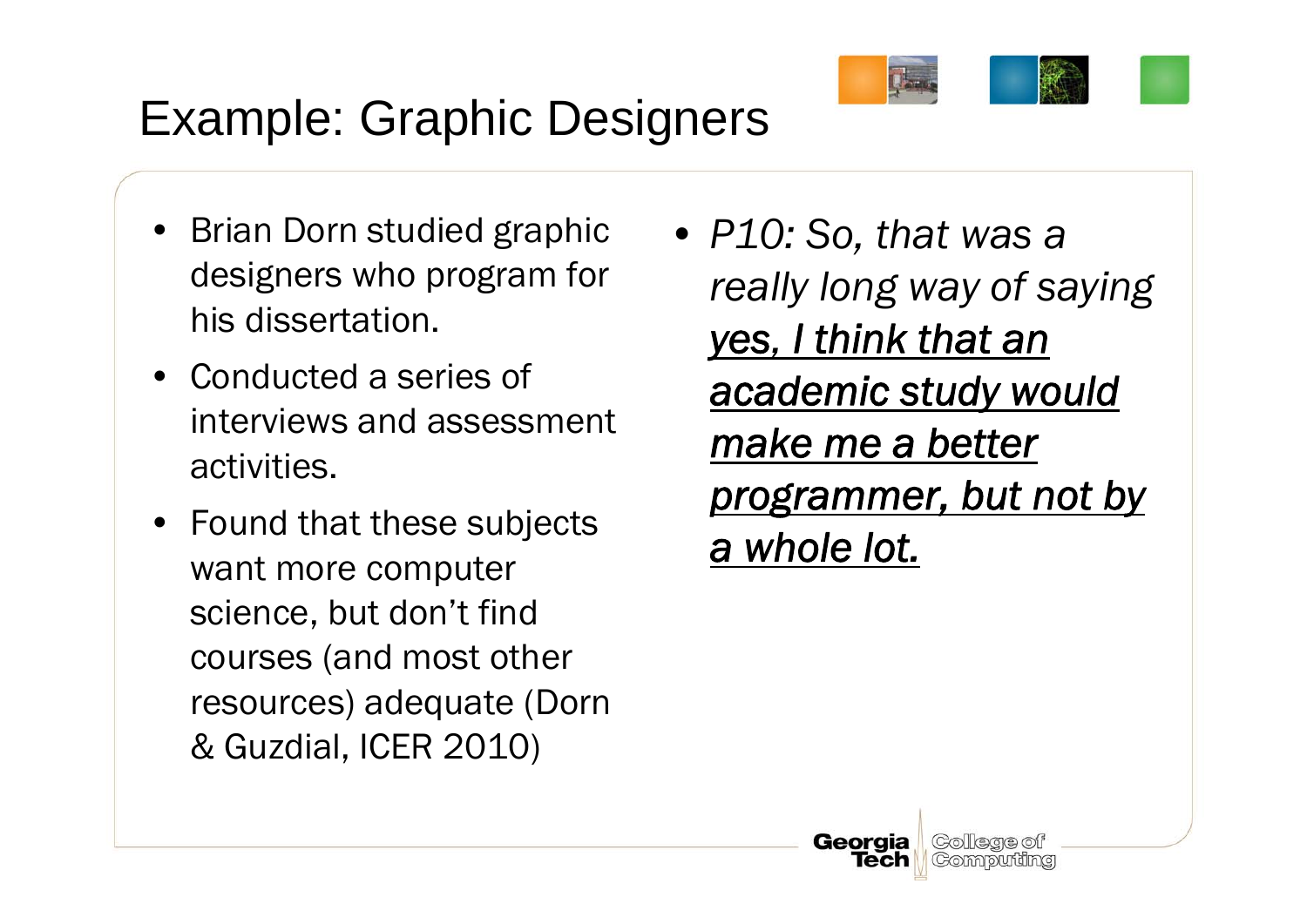# Example: Graphic Designers

- Brian Dorn studied graphic designers who program for his dissertation.
- Conducted a series of interviews and assessment activities.
- Found that these subjects want more computer science, but don't find courses (and most other resources) adequate (Dorn & Guzdial, ICER 2010)

- *P10: So, that was a really long way of saying* ***yes, I think that an academic study would make me a better programmer, but not by a whole lot.***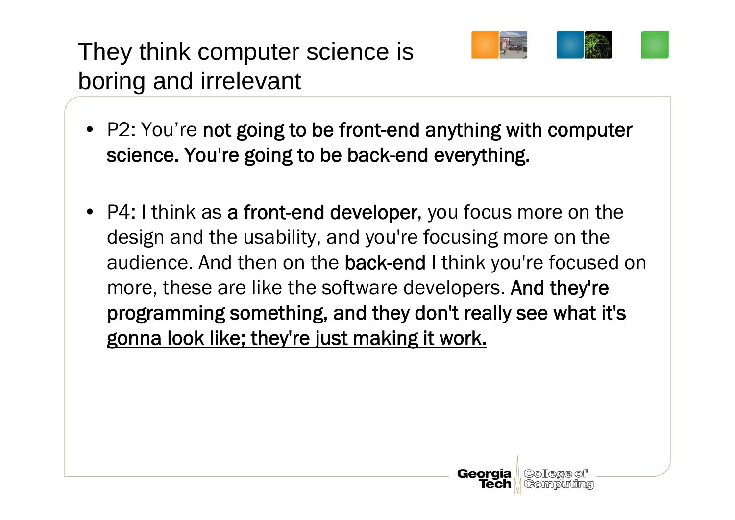# They think computer science is boring and irrelevant

- P2: You're **not going to be front-end anything with computer science. You're going to be back-end everything.**

- P4: I think as **a front-end developer**, you focus more on the design and the usability, and you're focusing more on the audience. And then on the **back-end** I think you're focused on more, these are like the software developers. <u>And they're programming something, and they don't really see what it's gonna look like; they're just making it work.</u>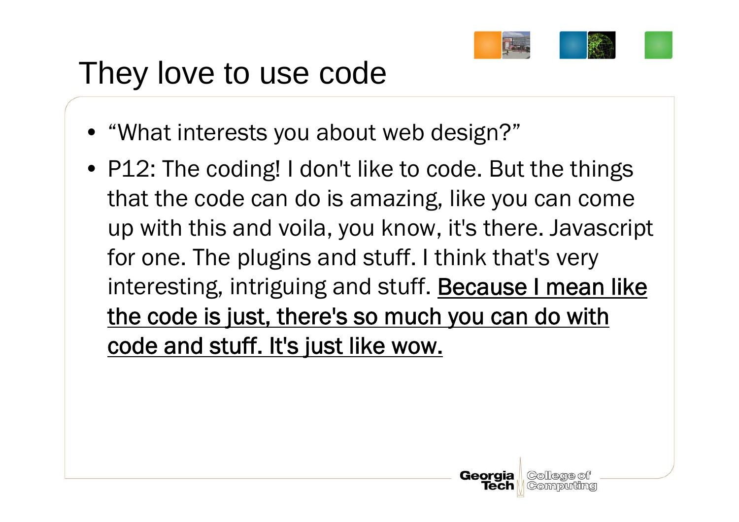# They love to use code

- "What interests you about web design?"
- P12: The coding! I don't like to code. But the things that the code can do is amazing, like you can come up with this and voila, you know, it's there. Javascript for one. The plugins and stuff. I think that's very interesting, intriguing and stuff. <u>Because I mean like the code is just, there's so much you can do with code and stuff. It's just like wow.</u>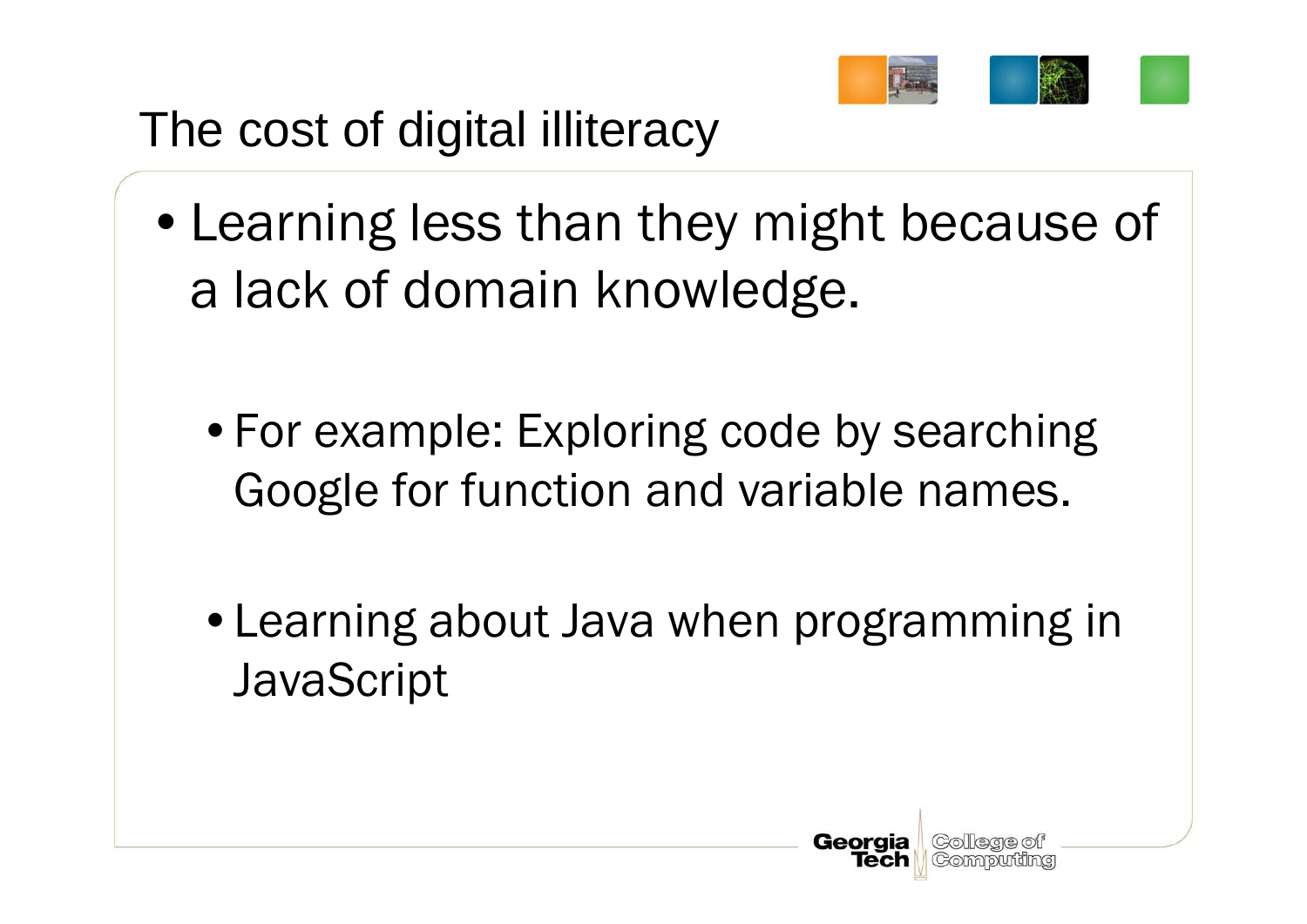# The cost of digital illiteracy

- Learning less than they might because of a lack of domain knowledge.
  - For example: Exploring code by searching Google for function and variable names.
  - Learning about Java when programming in JavaScript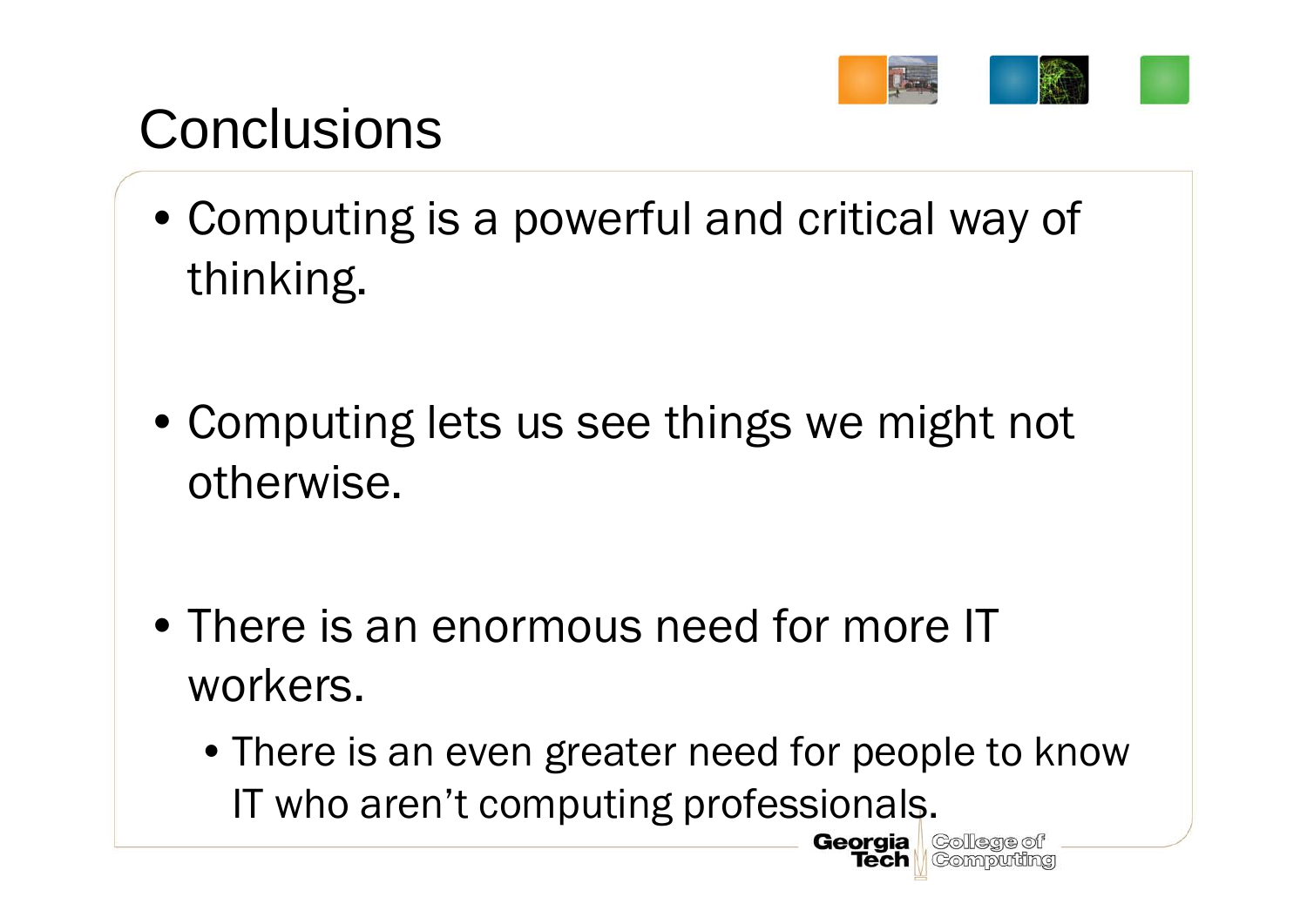# Conclusions

- Computing is a powerful and critical way of thinking.
- Computing lets us see things we might not otherwise.
- There is an enormous need for more IT workers.
  - There is an even greater need for people to know IT who aren't computing professionals.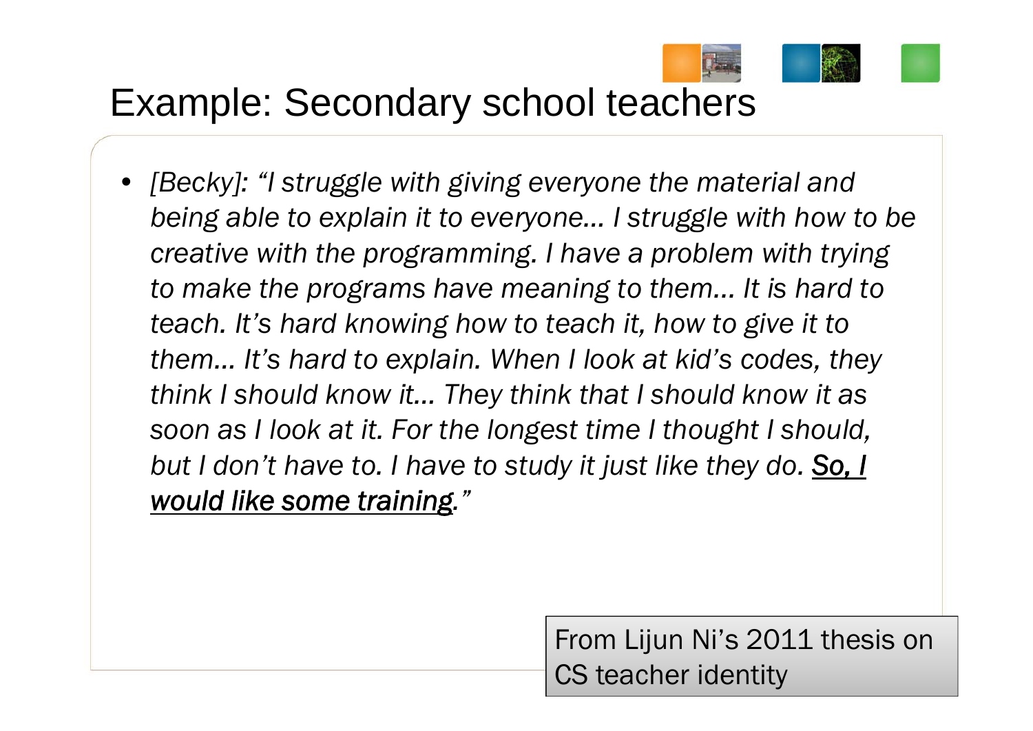# Example: Secondary school teachers

- *[Becky]: "I struggle with giving everyone the material and being able to explain it to everyone… I struggle with how to be creative with the programming. I have a problem with trying to make the programs have meaning to them… It is hard to teach. It's hard knowing how to teach it, how to give it to them… It's hard to explain. When I look at kid's codes, they think I should know it… They think that I should know it as soon as I look at it. For the longest time I thought I should, but I don't have to. I have to study it just like they do. <u>So, I would like some training</u>."*

From Lijun Ni's 2011 thesis on CS teacher identity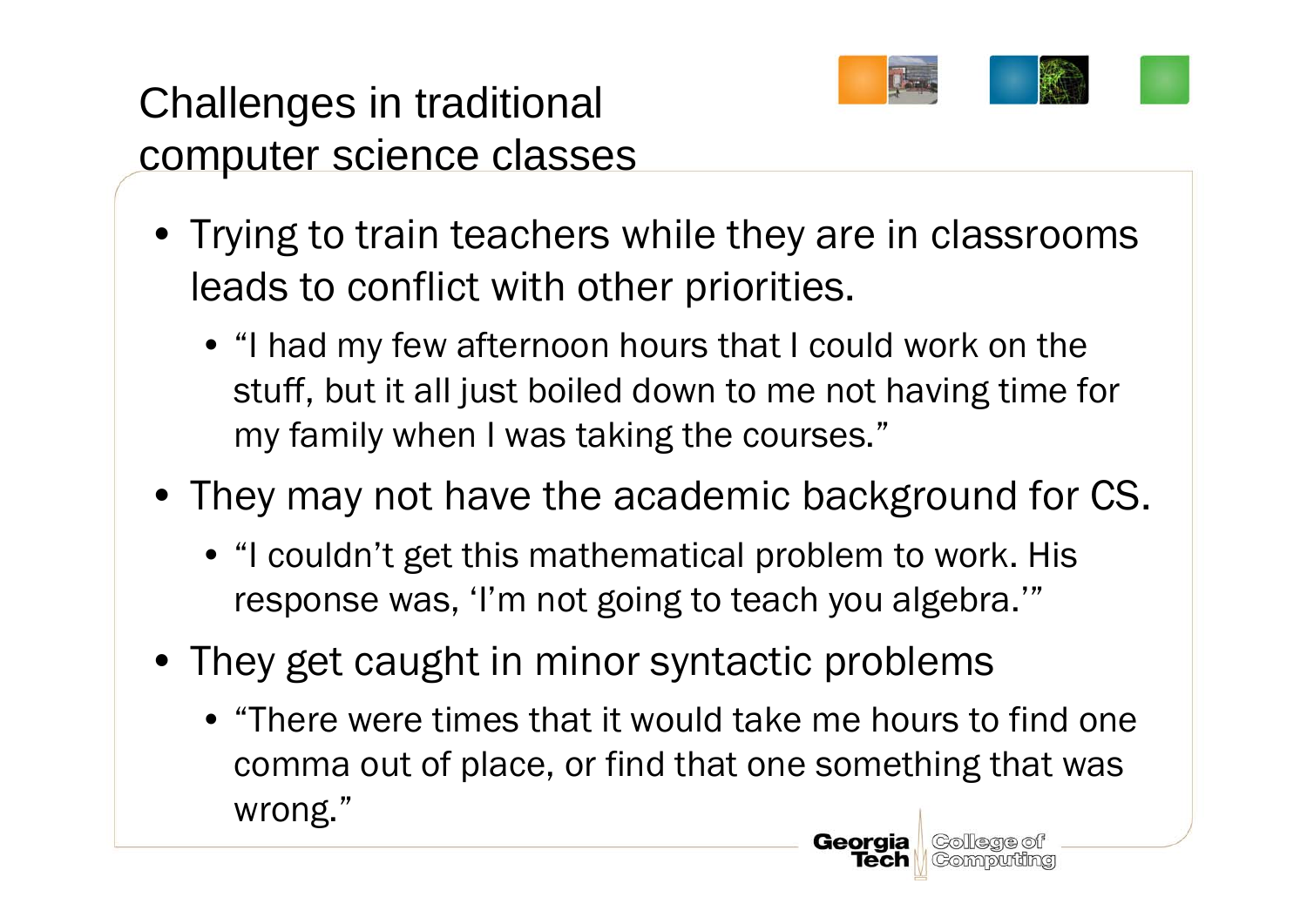# Challenges in traditional computer science classes

- Trying to train teachers while they are in classrooms leads to conflict with other priorities.
  - "I had my few afternoon hours that I could work on the stuff, but it all just boiled down to me not having time for my family when I was taking the courses."
- They may not have the academic background for CS.
  - "I couldn't get this mathematical problem to work. His response was, 'I'm not going to teach you algebra.'"
- They get caught in minor syntactic problems
  - "There were times that it would take me hours to find one comma out of place, or find that one something that was wrong."